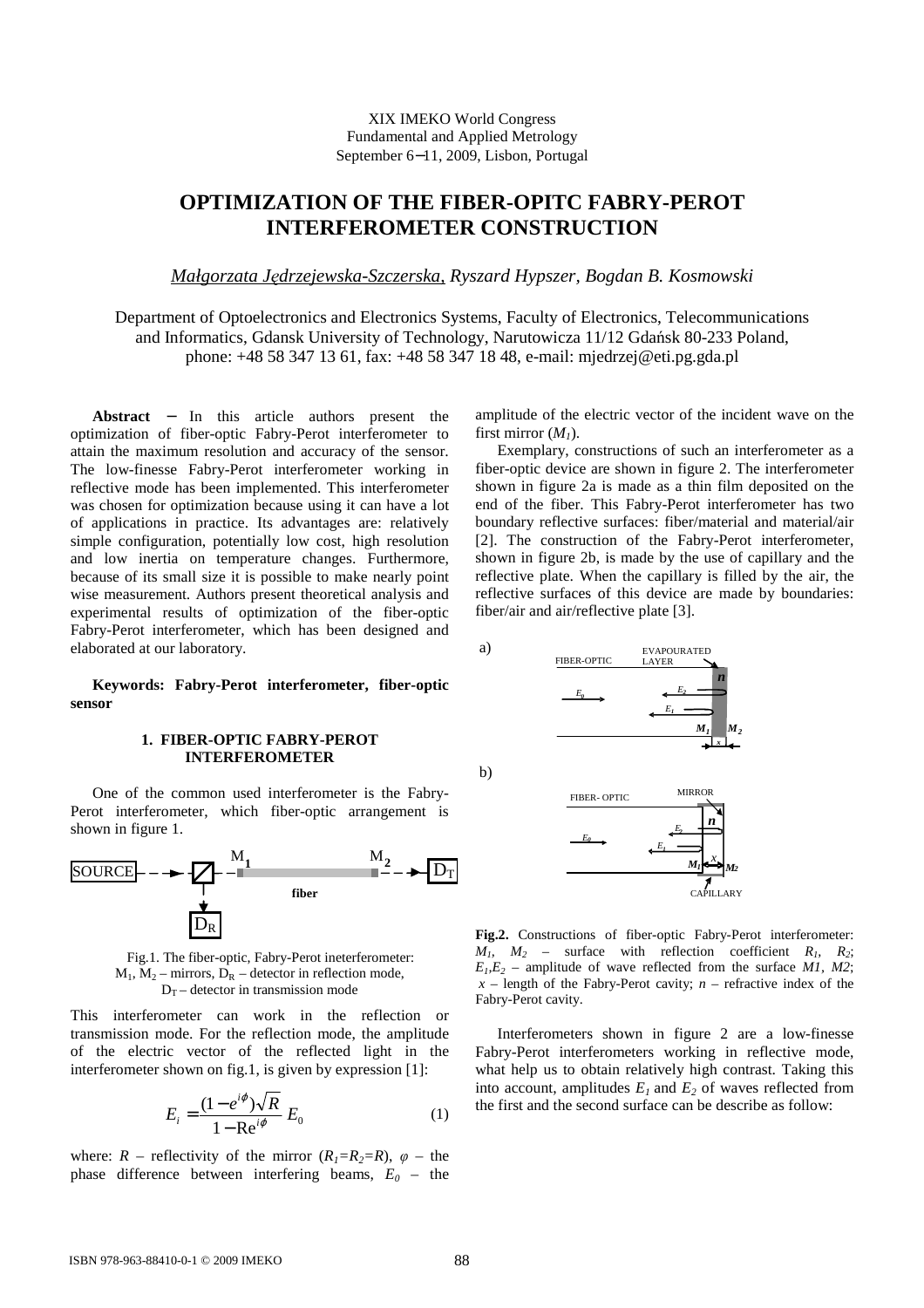XIX IMEKO World Congress
Fundamental and Applied Metrology
September 6−11, 2009, Lisbon, Portugal

# OPTIMIZATION OF THE FIBER-OPITC FABRY-PEROT INTERFEROMETER CONSTRUCTION

*Małgorzata Jędrzejewska-Szczerska, Ryszard Hypszer, Bogdan B. Kosmowski*

Department of Optoelectronics and Electronics Systems, Faculty of Electronics, Telecommunications and Informatics, Gdansk University of Technology, Narutowicza 11/12 Gdańsk 80-233 Poland, phone: +48 58 347 13 61, fax: +48 58 347 18 48, e-mail: mjedrzej@eti.pg.gda.pl

**Abstract** − In this article authors present the optimization of fiber-optic Fabry-Perot interferometer to attain the maximum resolution and accuracy of the sensor. The low-finesse Fabry-Perot interferometer working in reflective mode has been implemented. This interferometer was chosen for optimization because using it can have a lot of applications in practice. Its advantages are: relatively simple configuration, potentially low cost, high resolution and low inertia on temperature changes. Furthermore, because of its small size it is possible to make nearly point wise measurement. Authors present theoretical analysis and experimental results of optimization of the fiber-optic Fabry-Perot interferometer, which has been designed and elaborated at our laboratory.

**Keywords: Fabry-Perot interferometer, fiber-optic sensor**

## 1. FIBER-OPTIC FABRY-PEROT INTERFEROMETER

One of the common used interferometer is the Fabry-Perot interferometer, which fiber-optic arrangement is shown in figure 1.

Fig.1. The fiber-optic, Fabry-Perot ineterferometer: $M_1$, $M_2$ – mirrors, $D_R$ – detector in reflection mode, $D_T$ – detector in transmission mode

This interferometer can work in the reflection or transmission mode. For the reflection mode, the amplitude of the electric vector of the reflected light in the interferometer shown on fig.1, is given by expression [1]:

$$E_i = \frac{(1 - e^{i\phi})\sqrt{R}}{1 - \mathrm{R}e^{i\phi}} E_0 \tag{1}$$

where: $R$ – reflectivity of the mirror ($R_1$=$R_2$=$R$), $\varphi$ – the phase difference between interfering beams, $E_0$ – the amplitude of the electric vector of the incident wave on the first mirror ($M_1$).

Exemplary, constructions of such an interferometer as a fiber-optic device are shown in figure 2. The interferometer shown in figure 2a is made as a thin film deposited on the end of the fiber. This Fabry-Perot interferometer has two boundary reflective surfaces: fiber/material and material/air [2]. The construction of the Fabry-Perot interferometer, shown in figure 2b, is made by the use of capillary and the reflective plate. When the capillary is filled by the air, the reflective surfaces of this device are made by boundaries: fiber/air and air/reflective plate [3].

**Fig.2.** Constructions of fiber-optic Fabry-Perot interferometer: $M_1$, $M_2$ – surface with reflection coefficient $R_1$, $R_2$; $E_1$,$E_2$ – amplitude of wave reflected from the surface $M1$, $M2$; $x$ – length of the Fabry-Perot cavity; $n$ – refractive index of the Fabry-Perot cavity.

Interferometers shown in figure 2 are a low-finesse Fabry-Perot interferometers working in reflective mode, what help us to obtain relatively high contrast. Taking this into account, amplitudes $E_1$ and $E_2$ of waves reflected from the first and the second surface can be describe as follow: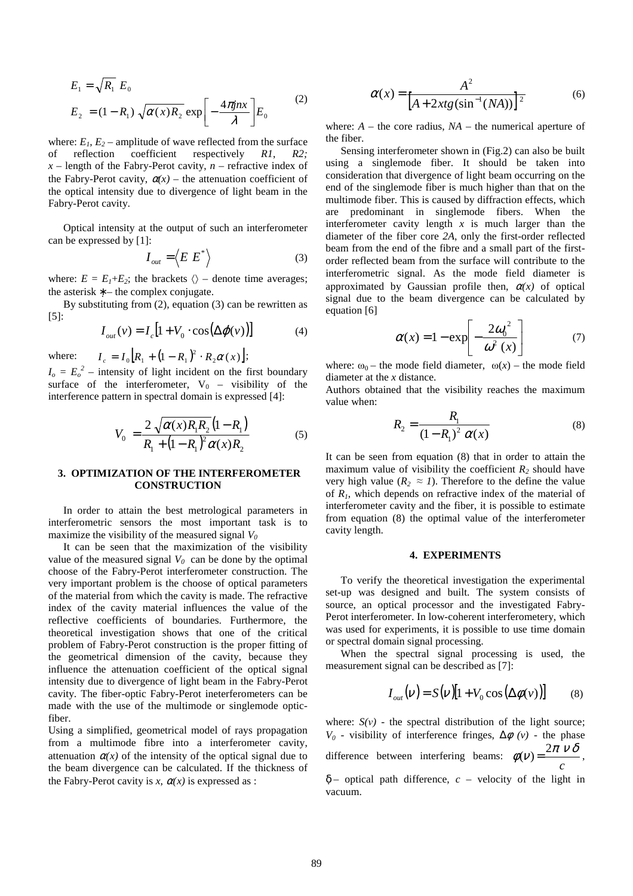$$E_1 = \sqrt{R_1}\ E_0$$
$$E_2 = (1 - R_1)\ \sqrt{\alpha(x) R_2}\ \exp\left[-\frac{4\pi j n x}{\lambda}\right] E_0 \tag{2}$$

where: $E_1$, $E_2$ – amplitude of wave reflected from the surface of reflection coefficient respectively $R1$, $R2$; $x$ – length of the Fabry-Perot cavity, $n$ – refractive index of the Fabry-Perot cavity, $\alpha(x)$ – the attenuation coefficient of the optical intensity due to divergence of light beam in the Fabry-Perot cavity.

Optical intensity at the output of such an interferometer can be expressed by [1]:

$$I_{out} = \left\langle E\ E^* \right\rangle \tag{3}$$

where: $E = E_1+E_2$; the brackets $\langle\rangle$ – denote time averages; the asterisk $*$ – the complex conjugate.

By substituting from (2), equation (3) can be rewritten as [5]:

$$I_{out}(\nu) = I_c\left[1 + V_0 \cdot \cos(\Delta\varphi(\nu))\right] \tag{4}$$

where: $I_c = I_0\left[R_1 + (1 - R_1)^2 \cdot R_2 \alpha(x)\right]$;

$I_o = E_o^2$ – intensity of light incident on the first boundary surface of the interferometer, $V_0$ – visibility of the interference pattern in spectral domain is expressed [4]:

$$V_0 = \frac{2\sqrt{\alpha(x) R_1 R_2}\,(1 - R_1)}{R_1 + (1 - R_1)^2 \alpha(x) R_2} \tag{5}$$

## 3. OPTIMIZATION OF THE INTERFEROMETER CONSTRUCTION

In order to attain the best metrological parameters in interferometric sensors the most important task is to maximize the visibility of the measured signal $V_0$

It can be seen that the maximization of the visibility value of the measured signal $V_0$ can be done by the optimal choose of the Fabry-Perot interferometer construction. The very important problem is the choose of optical parameters of the material from which the cavity is made. The refractive index of the cavity material influences the value of the reflective coefficients of boundaries. Furthermore, the theoretical investigation shows that one of the critical problem of Fabry-Perot construction is the proper fitting of the geometrical dimension of the cavity, because they influence the attenuation coefficient of the optical signal intensity due to divergence of light beam in the Fabry-Perot cavity. The fiber-optic Fabry-Perot ineterferometers can be made with the use of the multimode or singlemode optic-fiber.

Using a simplified, geometrical model of rays propagation from a multimode fibre into a interferometer cavity, attenuation $\alpha(x)$ of the intensity of the optical signal due to the beam divergence can be calculated. If the thickness of the Fabry-Perot cavity is $x$, $\alpha(x)$ is expressed as :

$$\alpha(x) = \frac{A^2}{\left[A + 2x\,tg(\sin^{-1}(NA))\right]^2} \tag{6}$$

where: $A$ – the core radius, $NA$ – the numerical aperture of the fiber.

Sensing interferometer shown in (Fig.2) can also be built using a singlemode fiber. It should be taken into consideration that divergence of light beam occurring on the end of the singlemode fiber is much higher than that on the multimode fiber. This is caused by diffraction effects, which are predominant in singlemode fibers. When the interferometer cavity length $x$ is much larger than the diameter of the fiber core $2A$, only the first-order reflected beam from the end of the fibre and a small part of the first-order reflected beam from the surface will contribute to the interferometric signal. As the mode field diameter is approximated by Gaussian profile then, $\alpha(x)$ of optical signal due to the beam divergence can be calculated by equation [6]

$$\alpha(x) = 1 - \exp\left[-\frac{2\omega_0^2}{\omega^2(x)}\right] \tag{7}$$

where: $\omega_0$ – the mode field diameter, $\omega(x)$ – the mode field diameter at the $x$ distance.

Authors obtained that the visibility reaches the maximum value when:

$$R_2 = \frac{R_1}{(1 - R_1)^2\ \alpha(x)} \tag{8}$$

It can be seen from equation (8) that in order to attain the maximum value of visibility the coefficient $R_2$ should have very high value ($R_2 \approx 1$). Therefore to the define the value of $R_1$, which depends on refractive index of the material of interferometer cavity and the fiber, it is possible to estimate from equation (8) the optimal value of the interferometer cavity length.

## 4. EXPERIMENTS

To verify the theoretical investigation the experimental set-up was designed and built. The system consists of source, an optical processor and the investigated Fabry-Perot interferometer. In low-coherent interferometry, which was used for experiments, it is possible to use time domain or spectral domain signal processing.

When the spectral signal processing is used, the measurement signal can be described as [7]:

$$I_{out}(\nu) = S(\nu)\left[1 + V_0 \cos(\Delta\phi(\nu))\right] \tag{8}$$

where: $S(\nu)$ - the spectral distribution of the light source; $V_0$ - visibility of interference fringes, $\Delta\phi\ (\nu)$ - the phase difference between interfering beams: $\phi(\nu) = \dfrac{2\pi\ \nu\ \delta}{c}$, $\delta$ – optical path difference, $c$ – velocity of the light in vacuum.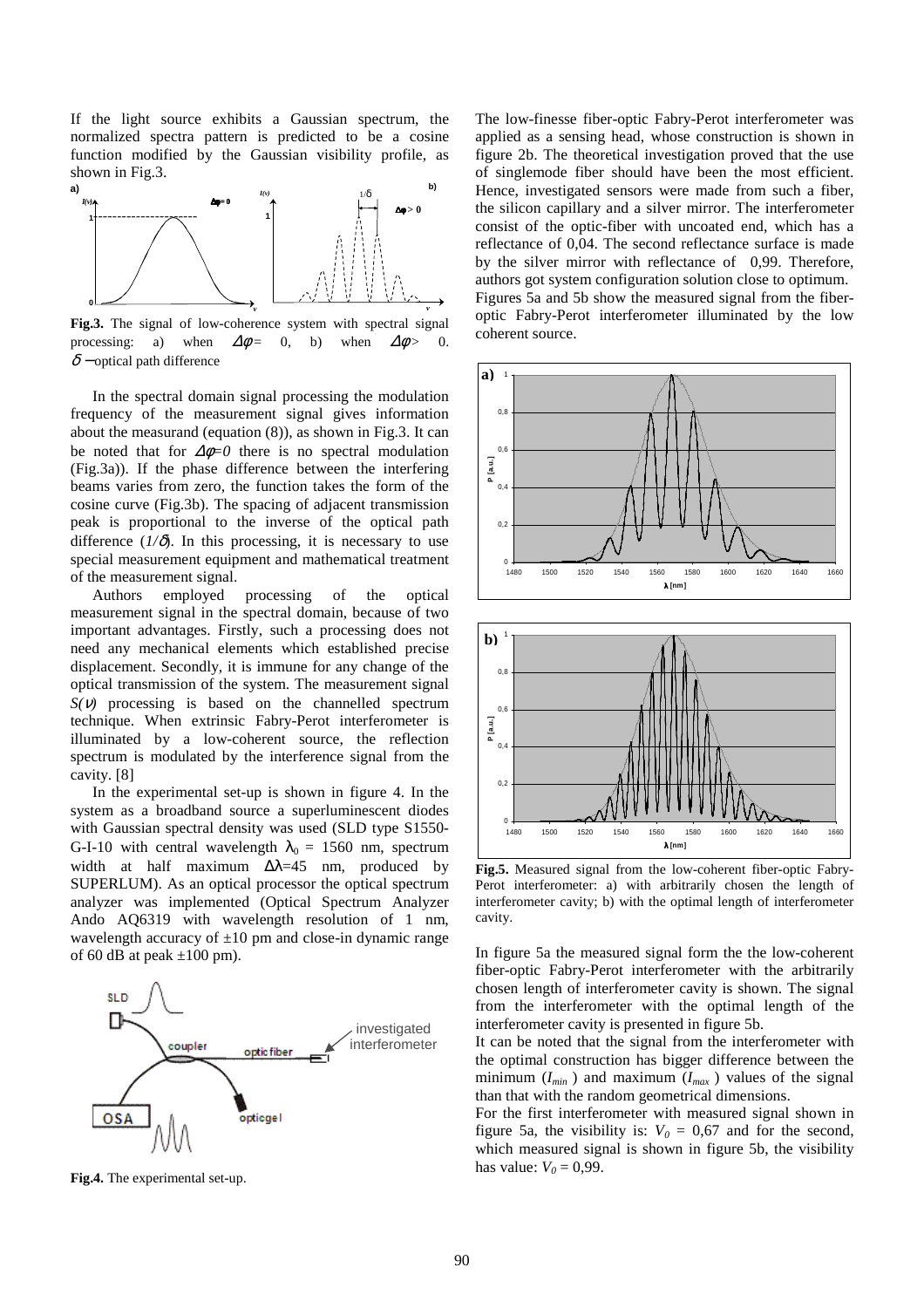If the light source exhibits a Gaussian spectrum, the normalized spectra pattern is predicted to be a cosine function modified by the Gaussian visibility profile, as shown in Fig.3.

**Fig.3.** The signal of low-coherence system with spectral signal processing: a) when $\Delta\phi = 0$, b) when $\Delta\phi > 0$. $\delta$ – optical path difference

In the spectral domain signal processing the modulation frequency of the measurement signal gives information about the measurand (equation (8)), as shown in Fig.3. It can be noted that for $\Delta\phi=0$ there is no spectral modulation (Fig.3a)). If the phase difference between the interfering beams varies from zero, the function takes the form of the cosine curve (Fig.3b). The spacing of adjacent transmission peak is proportional to the inverse of the optical path difference ($1/\delta$). In this processing, it is necessary to use special measurement equipment and mathematical treatment of the measurement signal.

Authors employed processing of the optical measurement signal in the spectral domain, because of two important advantages. Firstly, such a processing does not need any mechanical elements which established precise displacement. Secondly, it is immune for any change of the optical transmission of the system. The measurement signal $S(\nu)$ processing is based on the channelled spectrum technique. When extrinsic Fabry-Perot interferometer is illuminated by a low-coherent source, the reflection spectrum is modulated by the interference signal from the cavity. [8]

In the experimental set-up is shown in figure 4. In the system as a broadband source a superluminescent diodes with Gaussian spectral density was used (SLD type S1550-G-I-10 with central wavelength $\lambda_0$ = 1560 nm, spectrum width at half maximum $\Delta\lambda$=45 nm, produced by SUPERLUM). As an optical processor the optical spectrum analyzer was implemented (Optical Spectrum Analyzer Ando AQ6319 with wavelength resolution of 1 nm, wavelength accuracy of ±10 pm and close-in dynamic range of 60 dB at peak ±100 pm).

**Fig.4.** The experimental set-up.

The low-finesse fiber-optic Fabry-Perot interferometer was applied as a sensing head, whose construction is shown in figure 2b. The theoretical investigation proved that the use of singlemode fiber should have been the most efficient. Hence, investigated sensors were made from such a fiber, the silicon capillary and a silver mirror. The interferometer consist of the optic-fiber with uncoated end, which has a reflectance of 0,04. The second reflectance surface is made by the silver mirror with reflectance of 0,99. Therefore, authors got system configuration solution close to optimum.

Figures 5a and 5b show the measured signal from the fiber-optic Fabry-Perot interferometer illuminated by the low coherent source.

**Fig.5.** Measured signal from the low-coherent fiber-optic Fabry-Perot interferometer: a) with arbitrarily chosen the length of interferometer cavity; b) with the optimal length of interferometer cavity.

In figure 5a the measured signal form the the low-coherent fiber-optic Fabry-Perot interferometer with the arbitrarily chosen length of interferometer cavity is shown. The signal from the interferometer with the optimal length of the interferometer cavity is presented in figure 5b.

It can be noted that the signal from the interferometer with the optimal construction has bigger difference between the minimum ($I_{min}$) and maximum ($I_{max}$) values of the signal than that with the random geometrical dimensions.

For the first interferometer with measured signal shown in figure 5a, the visibility is: $V_0$ = 0,67 and for the second, which measured signal is shown in figure 5b, the visibility has value: $V_0$ = 0,99.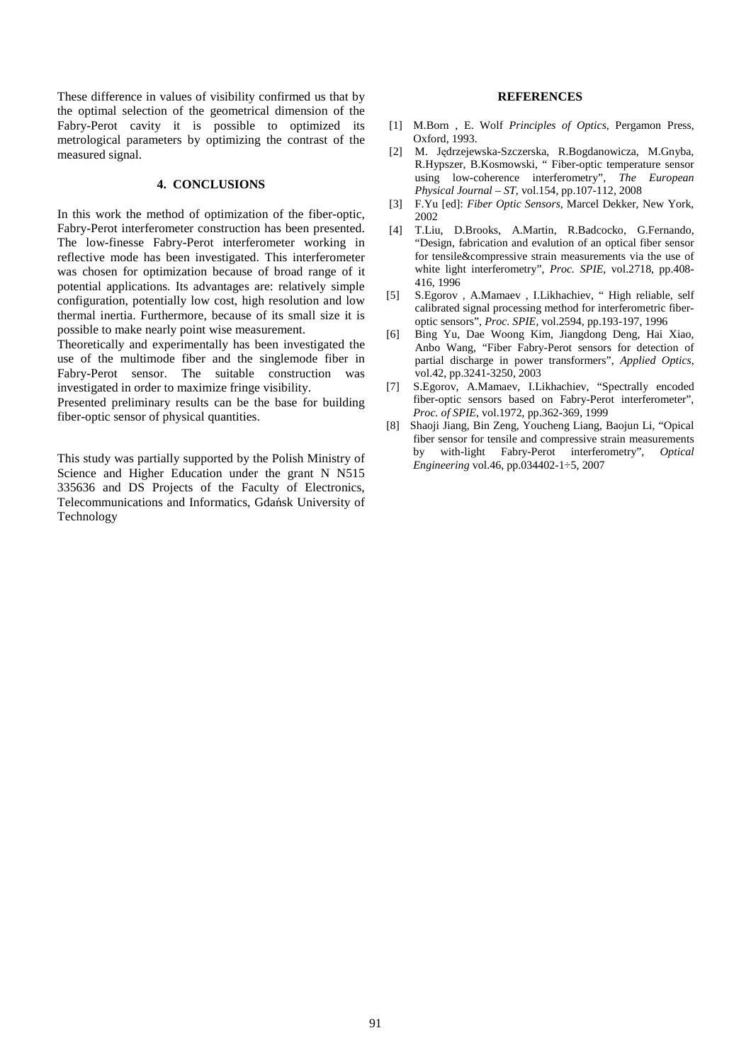These difference in values of visibility confirmed us that by the optimal selection of the geometrical dimension of the Fabry-Perot cavity it is possible to optimized its metrological parameters by optimizing the contrast of the measured signal.

## 4. CONCLUSIONS

In this work the method of optimization of the fiber-optic, Fabry-Perot interferometer construction has been presented. The low-finesse Fabry-Perot interferometer working in reflective mode has been investigated. This interferometer was chosen for optimization because of broad range of it potential applications. Its advantages are: relatively simple configuration, potentially low cost, high resolution and low thermal inertia. Furthermore, because of its small size it is possible to make nearly point wise measurement.

Theoretically and experimentally has been investigated the use of the multimode fiber and the singlemode fiber in Fabry-Perot sensor. The suitable construction was investigated in order to maximize fringe visibility.

Presented preliminary results can be the base for building fiber-optic sensor of physical quantities.

This study was partially supported by the Polish Ministry of Science and Higher Education under the grant N N515 335636 and DS Projects of the Faculty of Electronics, Telecommunications and Informatics, Gdańsk University of Technology

## REFERENCES

[1] M.Born , E. Wolf *Principles of Optics*, Pergamon Press, Oxford, 1993.

[2] M. Jędrzejewska-Szczerska, R.Bogdanowicza, M.Gnyba, R.Hypszer, B.Kosmowski, " Fiber-optic temperature sensor using low-coherence interferometry", *The European Physical Journal – ST*, vol.154, pp.107-112, 2008

[3] F.Yu [ed]: *Fiber Optic Sensors*, Marcel Dekker, New York, 2002

[4] T.Liu, D.Brooks, A.Martin, R.Badcocko, G.Fernando, "Design, fabrication and evalution of an optical fiber sensor for tensile&compressive strain measurements via the use of white light interferometry", *Proc. SPIE*, vol.2718, pp.408-416, 1996

[5] S.Egorov , A.Mamaev , I.Likhachiev, " High reliable, self calibrated signal processing method for interferometric fiber-optic sensors", *Proc. SPIE*, vol.2594, pp.193-197, 1996

[6] Bing Yu, Dae Woong Kim, Jiangdong Deng, Hai Xiao, Anbo Wang, "Fiber Fabry-Perot sensors for detection of partial discharge in power transformers", *Applied Optics*, vol.42, pp.3241-3250, 2003

[7] S.Egorov, A.Mamaev, I.Likhachiev, "Spectrally encoded fiber-optic sensors based on Fabry-Perot interferometer", *Proc. of SPIE*, vol.1972, pp.362-369, 1999

[8] Shaoji Jiang, Bin Zeng, Youcheng Liang, Baojun Li, "Opical fiber sensor for tensile and compressive strain measurements by with-light Fabry-Perot interferometry", *Optical Engineering* vol.46, pp.034402-1÷5, 2007